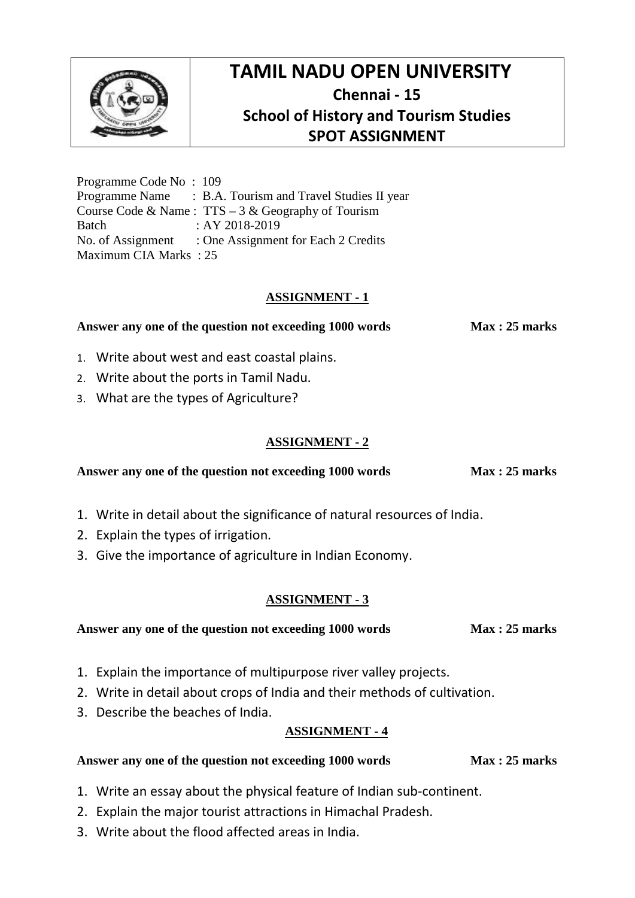# TAMIL NADU OPEN UNIVERSITY

## Chennai - 15

## School of History and Tourism Studies

## SPOT ASSIGNMENT

Programme Code No : 109
Programme Name : B.A. Tourism and Travel Studies II year
Course Code & Name : TTS – 3 & Geography of Tourism
Batch : AY 2018-2019
No. of Assignment : One Assignment for Each 2 Credits
Maximum CIA Marks : 25

### ASSIGNMENT - 1

**Answer any one of the question not exceeding 1000 words** **Max : 25 marks**

1. Write about west and east coastal plains.
2. Write about the ports in Tamil Nadu.
3. What are the types of Agriculture?

### ASSIGNMENT - 2

**Answer any one of the question not exceeding 1000 words** **Max : 25 marks**

1. Write in detail about the significance of natural resources of India.
2. Explain the types of irrigation.
3. Give the importance of agriculture in Indian Economy.

### ASSIGNMENT - 3

**Answer any one of the question not exceeding 1000 words** **Max : 25 marks**

1. Explain the importance of multipurpose river valley projects.
2. Write in detail about crops of India and their methods of cultivation.
3. Describe the beaches of India.

### ASSIGNMENT - 4

**Answer any one of the question not exceeding 1000 words** **Max : 25 marks**

1. Write an essay about the physical feature of Indian sub-continent.
2. Explain the major tourist attractions in Himachal Pradesh.
3. Write about the flood affected areas in India.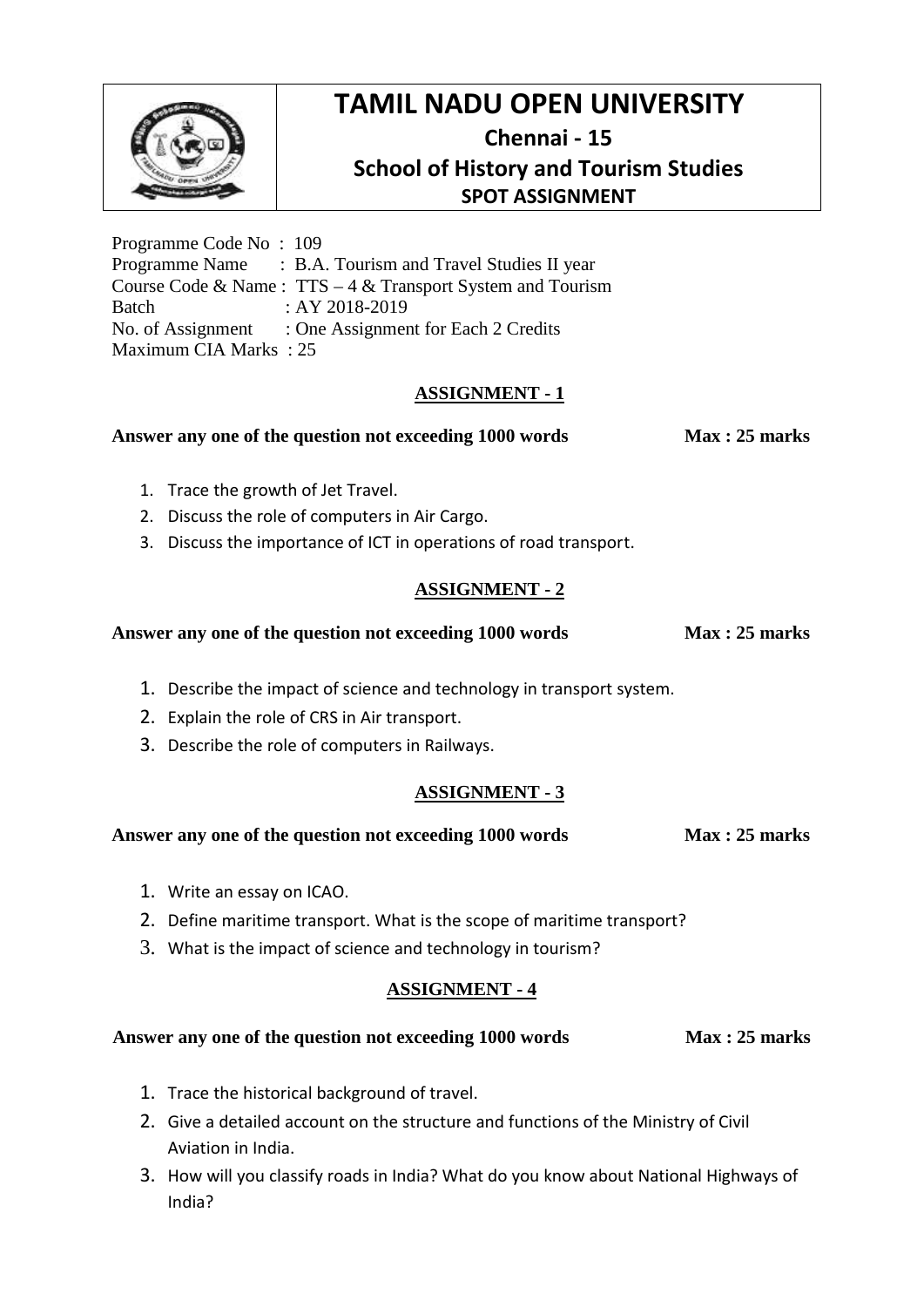# TAMIL NADU OPEN UNIVERSITY

**Chennai - 15**

**School of History and Tourism Studies**

**SPOT ASSIGNMENT**

Programme Code No : 109
Programme Name : B.A. Tourism and Travel Studies II year
Course Code & Name : TTS – 4 & Transport System and Tourism
Batch : AY 2018-2019
No. of Assignment : One Assignment for Each 2 Credits
Maximum CIA Marks : 25

## ASSIGNMENT - 1

**Answer any one of the question not exceeding 1000 words** **Max : 25 marks**

1. Trace the growth of Jet Travel.
2. Discuss the role of computers in Air Cargo.
3. Discuss the importance of ICT in operations of road transport.

## ASSIGNMENT - 2

**Answer any one of the question not exceeding 1000 words** **Max : 25 marks**

1. Describe the impact of science and technology in transport system.
2. Explain the role of CRS in Air transport.
3. Describe the role of computers in Railways.

## ASSIGNMENT - 3

**Answer any one of the question not exceeding 1000 words** **Max : 25 marks**

1. Write an essay on ICAO.
2. Define maritime transport. What is the scope of maritime transport?
3. What is the impact of science and technology in tourism?

## ASSIGNMENT - 4

**Answer any one of the question not exceeding 1000 words** **Max : 25 marks**

1. Trace the historical background of travel.
2. Give a detailed account on the structure and functions of the Ministry of Civil Aviation in India.
3. How will you classify roads in India? What do you know about National Highways of India?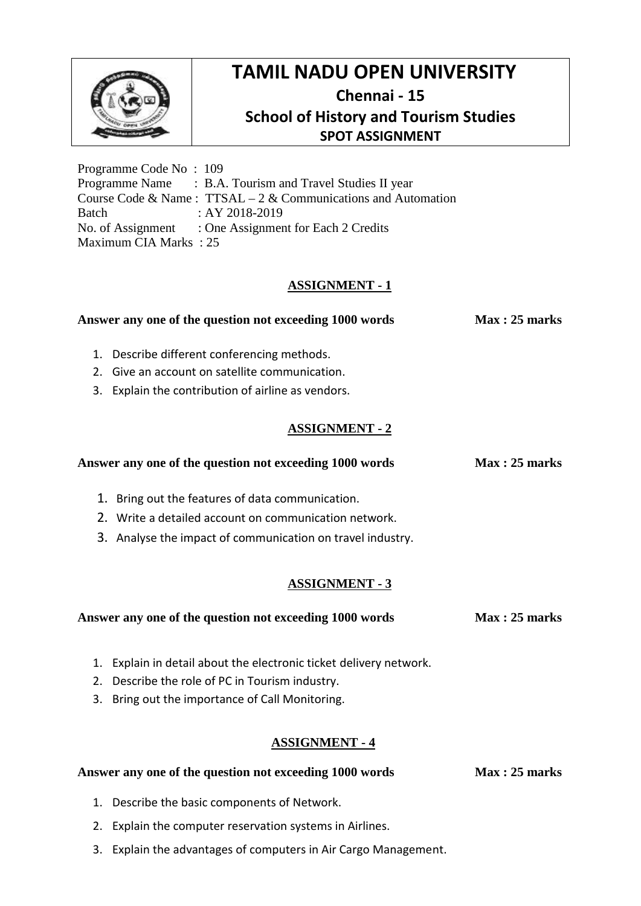# TAMIL NADU OPEN UNIVERSITY

## Chennai - 15

## School of History and Tourism Studies

### SPOT ASSIGNMENT

Programme Code No : 109
Programme Name : B.A. Tourism and Travel Studies II year
Course Code & Name : TTSAL – 2 & Communications and Automation
Batch : AY 2018-2019
No. of Assignment : One Assignment for Each 2 Credits
Maximum CIA Marks : 25

## ASSIGNMENT - 1

**Answer any one of the question not exceeding 1000 words** **Max : 25 marks**

1. Describe different conferencing methods.
2. Give an account on satellite communication.
3. Explain the contribution of airline as vendors.

## ASSIGNMENT - 2

**Answer any one of the question not exceeding 1000 words** **Max : 25 marks**

1. Bring out the features of data communication.
2. Write a detailed account on communication network.
3. Analyse the impact of communication on travel industry.

## ASSIGNMENT - 3

**Answer any one of the question not exceeding 1000 words** **Max : 25 marks**

1. Explain in detail about the electronic ticket delivery network.
2. Describe the role of PC in Tourism industry.
3. Bring out the importance of Call Monitoring.

## ASSIGNMENT - 4

**Answer any one of the question not exceeding 1000 words** **Max : 25 marks**

1. Describe the basic components of Network.
2. Explain the computer reservation systems in Airlines.
3. Explain the advantages of computers in Air Cargo Management.